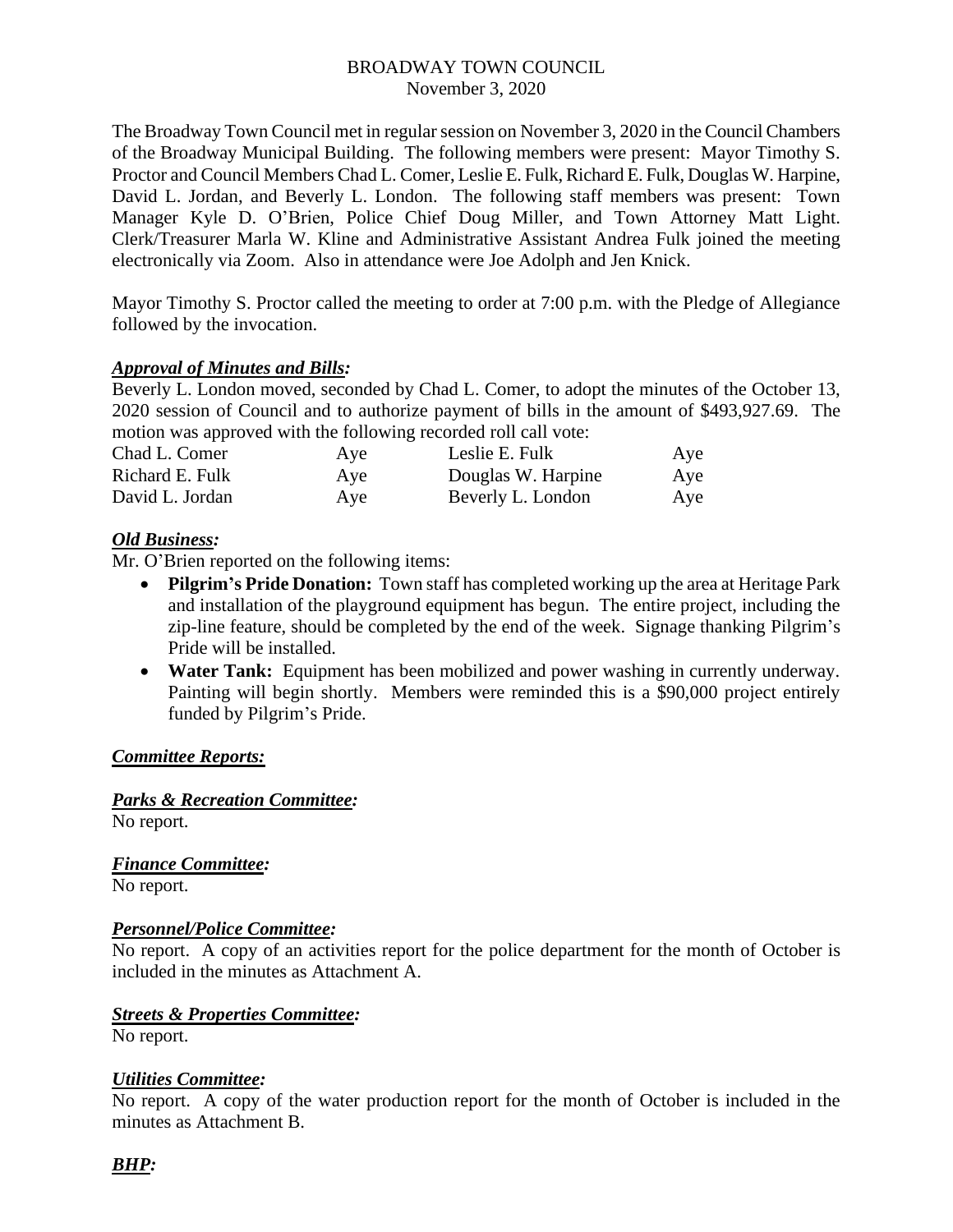# BROADWAY TOWN COUNCIL
November 3, 2020

The Broadway Town Council met in regular session on November 3, 2020 in the Council Chambers of the Broadway Municipal Building. The following members were present: Mayor Timothy S. Proctor and Council Members Chad L. Comer, Leslie E. Fulk, Richard E. Fulk, Douglas W. Harpine, David L. Jordan, and Beverly L. London. The following staff members was present: Town Manager Kyle D. O'Brien, Police Chief Doug Miller, and Town Attorney Matt Light. Clerk/Treasurer Marla W. Kline and Administrative Assistant Andrea Fulk joined the meeting electronically via Zoom. Also in attendance were Joe Adolph and Jen Knick.

Mayor Timothy S. Proctor called the meeting to order at 7:00 p.m. with the Pledge of Allegiance followed by the invocation.

***Approval of Minutes and Bills:***

Beverly L. London moved, seconded by Chad L. Comer, to adopt the minutes of the October 13, 2020 session of Council and to authorize payment of bills in the amount of $493,927.69. The motion was approved with the following recorded roll call vote:

| | | | |
|---|---|---|---|
| Chad L. Comer | Aye | Leslie E. Fulk | Aye |
| Richard E. Fulk | Aye | Douglas W. Harpine | Aye |
| David L. Jordan | Aye | Beverly L. London | Aye |

***Old Business:***

Mr. O'Brien reported on the following items:

- **Pilgrim's Pride Donation:** Town staff has completed working up the area at Heritage Park and installation of the playground equipment has begun. The entire project, including the zip-line feature, should be completed by the end of the week. Signage thanking Pilgrim's Pride will be installed.
- **Water Tank:** Equipment has been mobilized and power washing in currently underway. Painting will begin shortly. Members were reminded this is a $90,000 project entirely funded by Pilgrim's Pride.

***Committee Reports:***

***Parks & Recreation Committee:***

No report.

***Finance Committee:***

No report.

***Personnel/Police Committee:***

No report. A copy of an activities report for the police department for the month of October is included in the minutes as Attachment A.

***Streets & Properties Committee:***

No report.

***Utilities Committee:***

No report. A copy of the water production report for the month of October is included in the minutes as Attachment B.

***BHP:***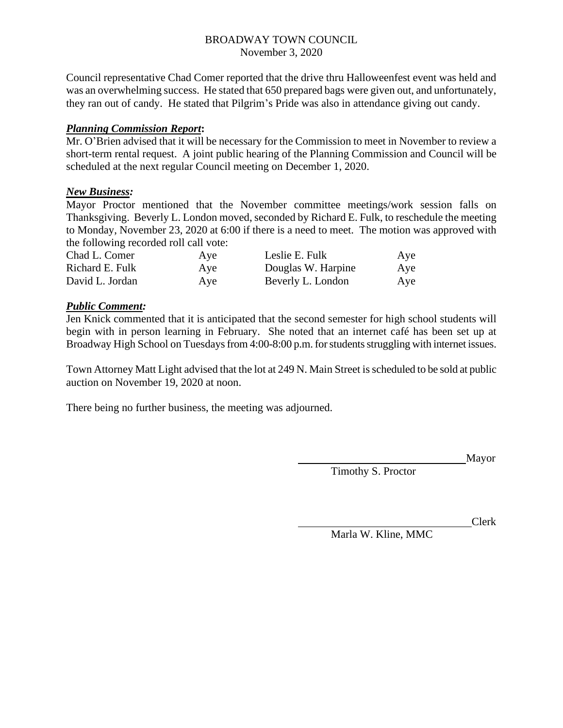BROADWAY TOWN COUNCIL
November 3, 2020

Council representative Chad Comer reported that the drive thru Halloweenfest event was held and was an overwhelming success. He stated that 650 prepared bags were given out, and unfortunately, they ran out of candy. He stated that Pilgrim's Pride was also in attendance giving out candy.

***Planning Commission Report*:**
Mr. O'Brien advised that it will be necessary for the Commission to meet in November to review a short-term rental request. A joint public hearing of the Planning Commission and Council will be scheduled at the next regular Council meeting on December 1, 2020.

***New Business:***
Mayor Proctor mentioned that the November committee meetings/work session falls on Thanksgiving. Beverly L. London moved, seconded by Richard E. Fulk, to reschedule the meeting to Monday, November 23, 2020 at 6:00 if there is a need to meet. The motion was approved with the following recorded roll call vote:

| | | | |
|---|---|---|---|
| Chad L. Comer | Aye | Leslie E. Fulk | Aye |
| Richard E. Fulk | Aye | Douglas W. Harpine | Aye |
| David L. Jordan | Aye | Beverly L. London | Aye |

***Public Comment:***
Jen Knick commented that it is anticipated that the second semester for high school students will begin with in person learning in February. She noted that an internet café has been set up at Broadway High School on Tuesdays from 4:00-8:00 p.m. for students struggling with internet issues.

Town Attorney Matt Light advised that the lot at 249 N. Main Street is scheduled to be sold at public auction on November 19, 2020 at noon.

There being no further business, the meeting was adjourned.

_______________________________ Mayor
Timothy S. Proctor

_______________________________ Clerk
Marla W. Kline, MMC